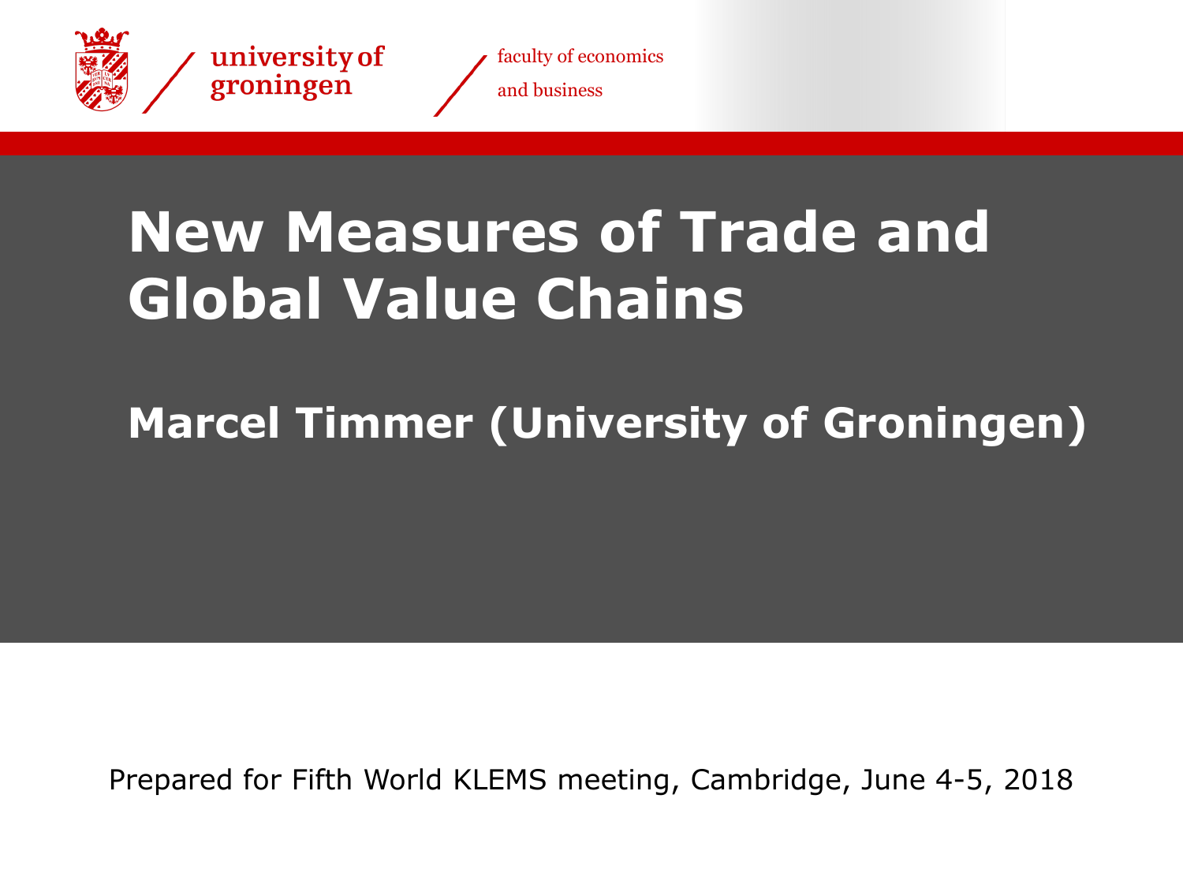university of groningen

faculty of economics and business

# New Measures of Trade and Global Value Chains

## Marcel Timmer (University of Groningen)

Prepared for Fifth World KLEMS meeting, Cambridge, June 4-5, 2018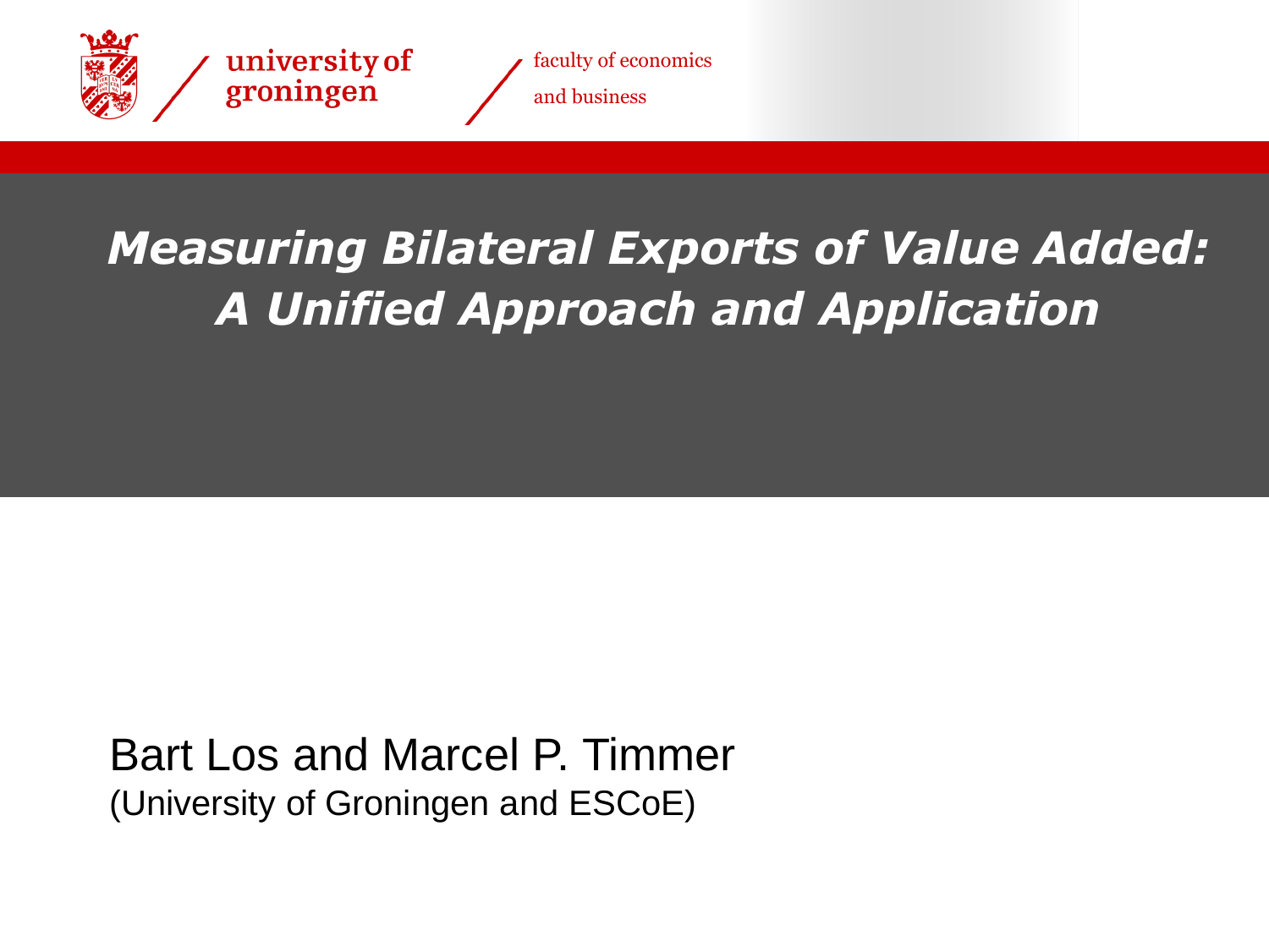# *Measuring Bilateral Exports of Value Added: A Unified Approach and Application*

Bart Los and Marcel P. Timmer
(University of Groningen and ESCoE)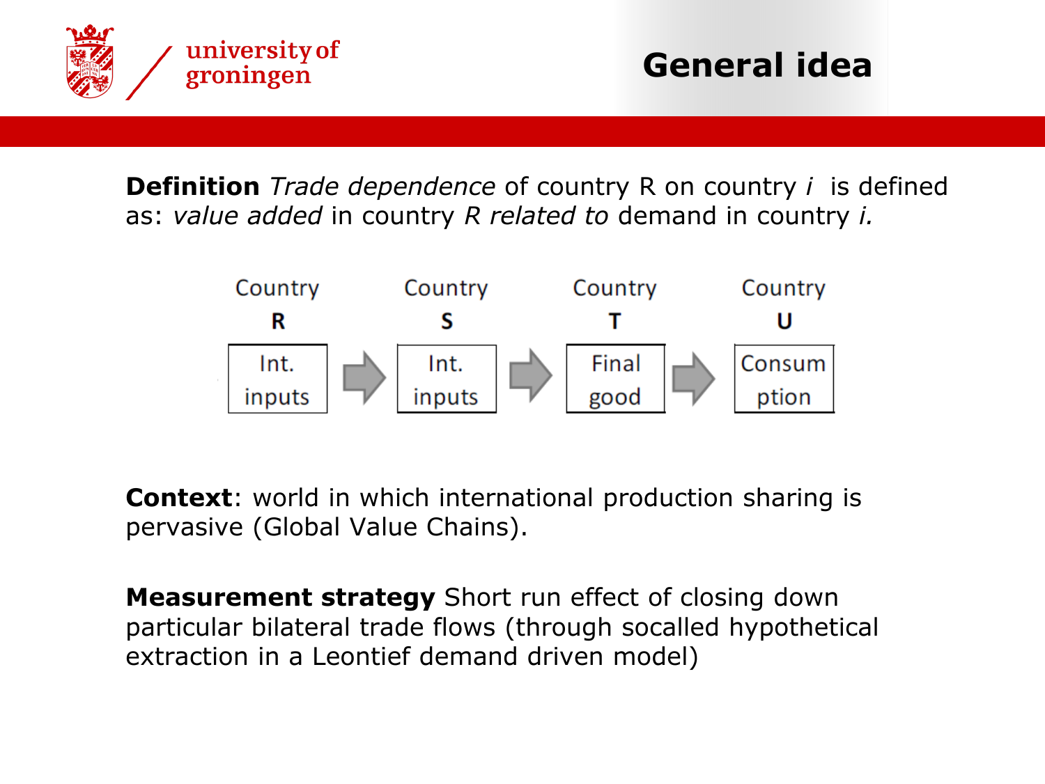# General idea

**Definition** *Trade dependence* of country R on country *i* is defined as: *value added* in country *R related to* demand in country *i.*

| Country R | | Country S | | Country T | | Country U |
|---|---|---|---|---|---|---|
| Int. inputs | → | Int. inputs | → | Final good | → | Consumption |

**Context**: world in which international production sharing is pervasive (Global Value Chains).

**Measurement strategy** Short run effect of closing down particular bilateral trade flows (through socalled hypothetical extraction in a Leontief demand driven model)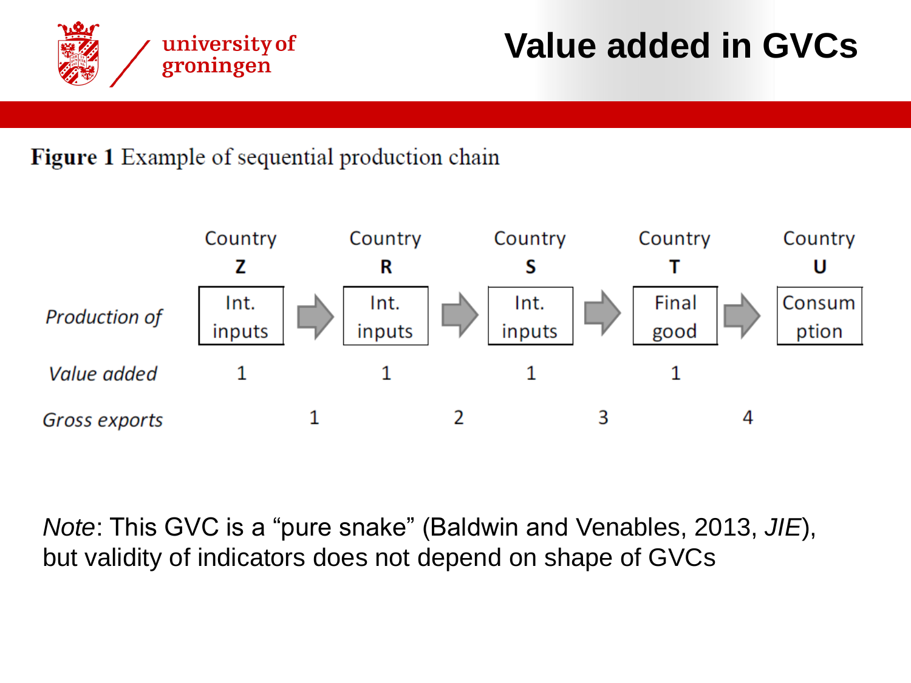# Value added in GVCs

**Figure 1** Example of sequential production chain

| | Country Z | | Country R | | Country S | | Country T | | Country U |
|---|---|---|---|---|---|---|---|---|---|
| *Production of* | Int. inputs | → | Int. inputs | → | Int. inputs | → | Final good | → | Consumption |
| *Value added* | 1 | | 1 | | 1 | | 1 | | |
| *Gross exports* | | 1 | | 2 | | 3 | | 4 | |

*Note*: This GVC is a "pure snake" (Baldwin and Venables, 2013, *JIE*), but validity of indicators does not depend on shape of GVCs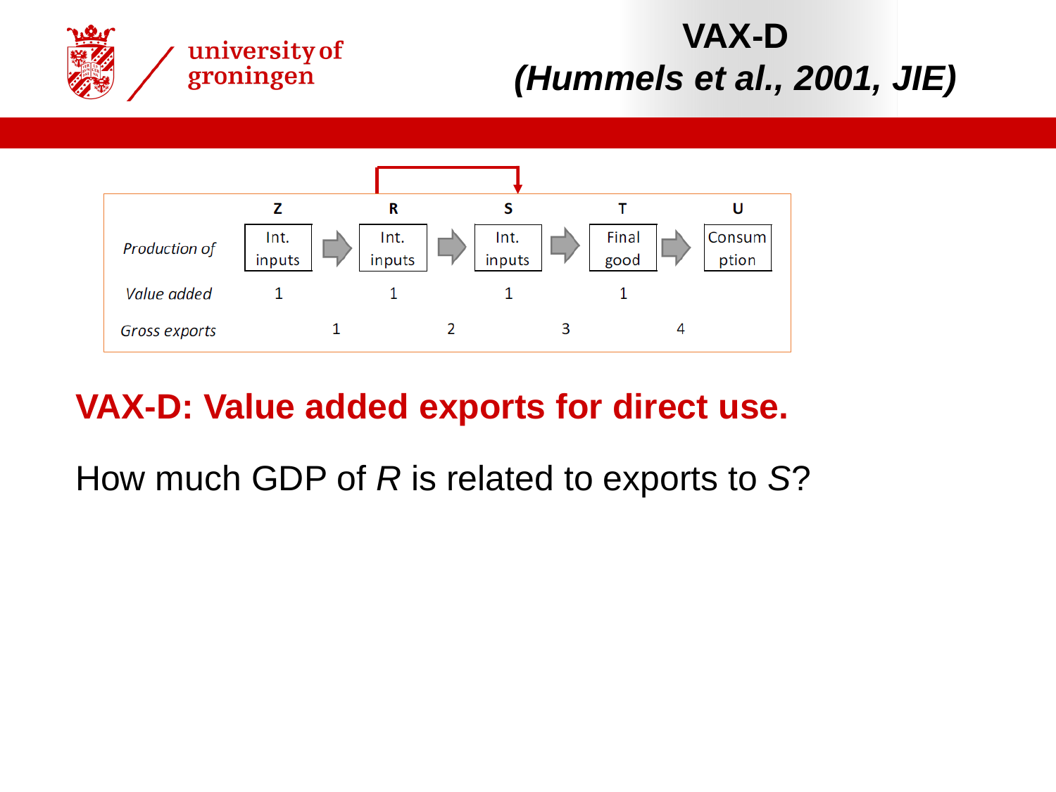# VAX-D
## *(Hummels et al., 2001, JIE)*

| | Z | | R | | S | | T | | U |
|---|---|---|---|---|---|---|---|---|---|
| *Production of* | Int. inputs | | Int. inputs | | Int. inputs | | Final good | | Consumption |
| *Value added* | 1 | | 1 | | 1 | | 1 | | |
| *Gross exports* | | 1 | | 2 | | 3 | | 4 | |

**VAX-D: Value added exports for direct use.**

How much GDP of *R* is related to exports to *S*?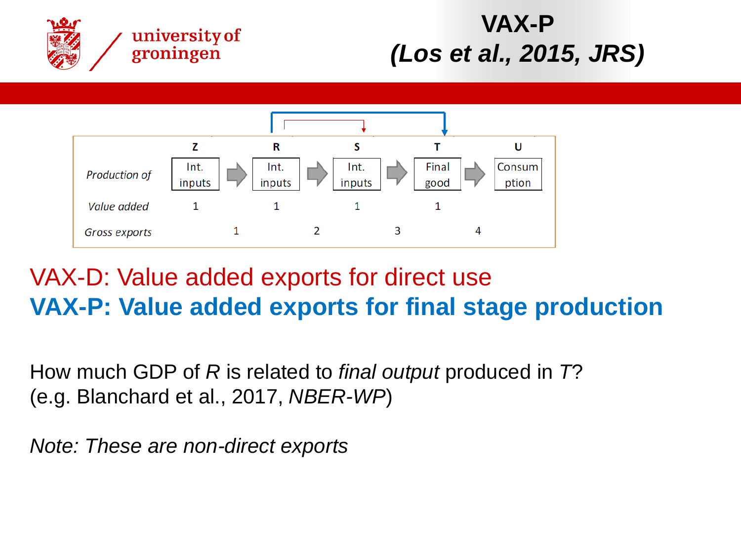# VAX-P
## *(Los et al., 2015, JRS)*

| | Z | | R | | S | | T | | U |
|---|---|---|---|---|---|---|---|---|---|
| *Production of* | Int. inputs | | Int. inputs | | Int. inputs | | Final good | | Consumption |
| *Value added* | 1 | | 1 | | 1 | | 1 | | |
| *Gross exports* | | 1 | | 2 | | 3 | | 4 | |

VAX-D: Value added exports for direct use

**VAX-P: Value added exports for final stage production**

How much GDP of *R* is related to *final output* produced in *T*?
(e.g. Blanchard et al., 2017, *NBER-WP*)

*Note: These are non-direct exports*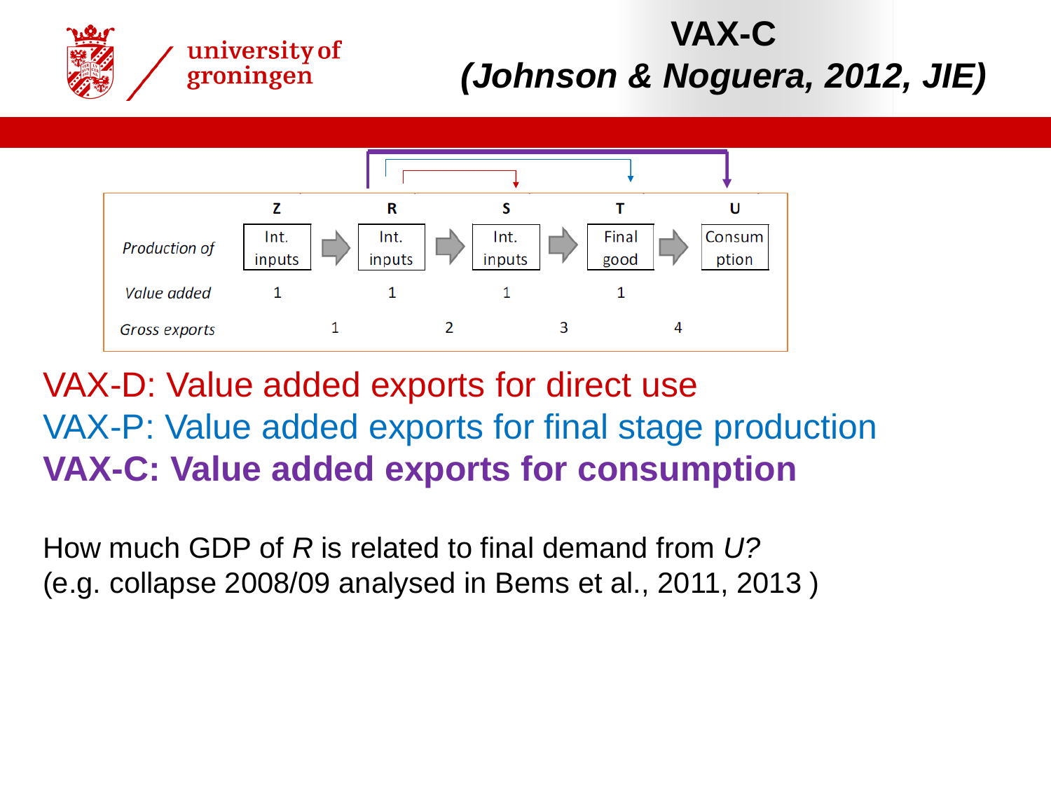# VAX-C
## (Johnson & Noguera, 2012, JIE)

| | Z | | R | | S | | T | | U |
|---|---|---|---|---|---|---|---|---|---|
| *Production of* | Int. inputs | → | Int. inputs | → | Int. inputs | → | Final good | → | Consumption |
| *Value added* | 1 | | 1 | | 1 | | 1 | | |
| *Gross exports* | | 1 | | 2 | | 3 | | 4 | |

VAX-D: Value added exports for direct use

VAX-P: Value added exports for final stage production

**VAX-C: Value added exports for consumption**

How much GDP of *R* is related to final demand from *U?*
(e.g. collapse 2008/09 analysed in Bems et al., 2011, 2013 )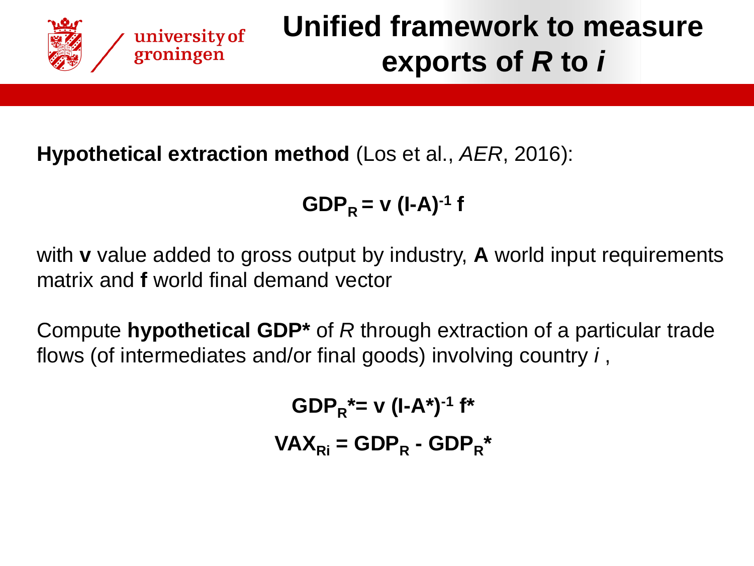# Unified framework to measure exports of *R* to *i*

**Hypothetical extraction method** (Los et al., *AER*, 2016):

$$\mathbf{GDP_R = v\ (I\text{-}A)^{-1}\ f}$$

with **v** value added to gross output by industry, **A** world input requirements matrix and **f** world final demand vector

Compute **hypothetical GDP*** of *R* through extraction of a particular trade flows (of intermediates and/or final goods) involving country *i* ,

$$\mathbf{GDP_R^{*} = v\ (I\text{-}A^{*})^{-1}\ f^{*}}$$

$$\mathbf{VAX_{Ri} = GDP_R - GDP_R^{*}}$$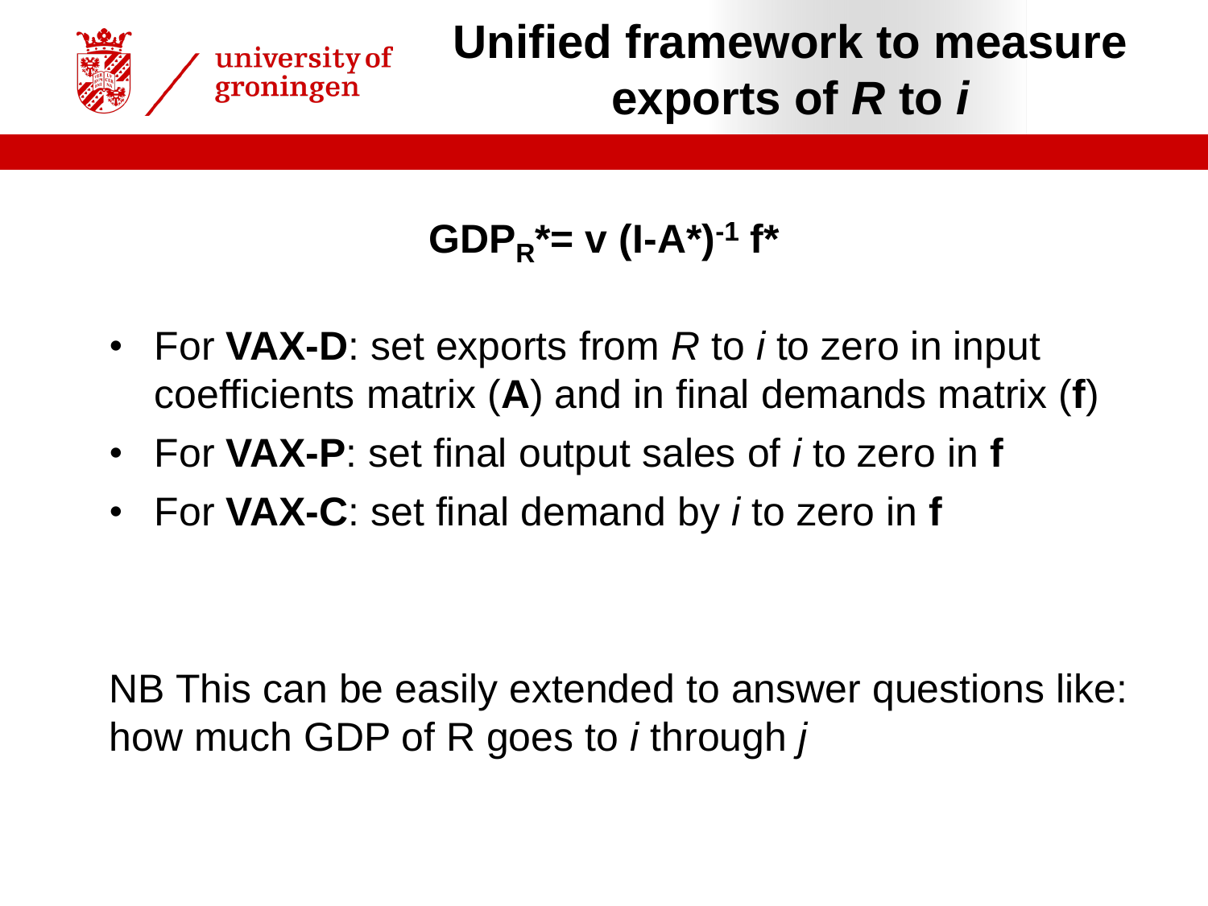# Unified framework to measure exports of *R* to *i*

$$GDP_R^* = \mathbf{v}\,(\mathbf{I}-\mathbf{A}^*)^{-1}\,\mathbf{f}^*$$

- For **VAX-D**: set exports from *R* to *i* to zero in input coefficients matrix (**A**) and in final demands matrix (**f**)
- For **VAX-P**: set final output sales of *i* to zero in **f**
- For **VAX-C**: set final demand by *i* to zero in **f**

NB This can be easily extended to answer questions like: how much GDP of R goes to *i* through *j*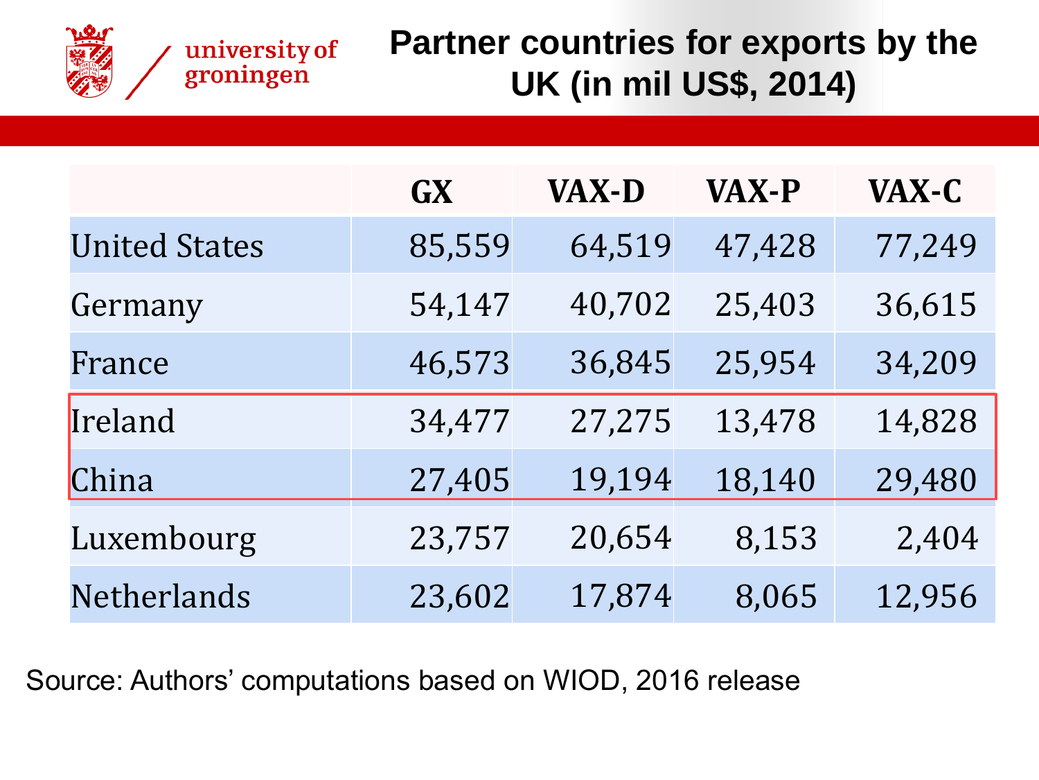# Partner countries for exports by the UK (in mil US$, 2014)

| | GX | VAX-D | VAX-P | VAX-C |
|---|---|---|---|---|
| United States | 85,559 | 64,519 | 47,428 | 77,249 |
| Germany | 54,147 | 40,702 | 25,403 | 36,615 |
| France | 46,573 | 36,845 | 25,954 | 34,209 |
| Ireland | 34,477 | 27,275 | 13,478 | 14,828 |
| China | 27,405 | 19,194 | 18,140 | 29,480 |
| Luxembourg | 23,757 | 20,654 | 8,153 | 2,404 |
| Netherlands | 23,602 | 17,874 | 8,065 | 12,956 |

Source: Authors' computations based on WIOD, 2016 release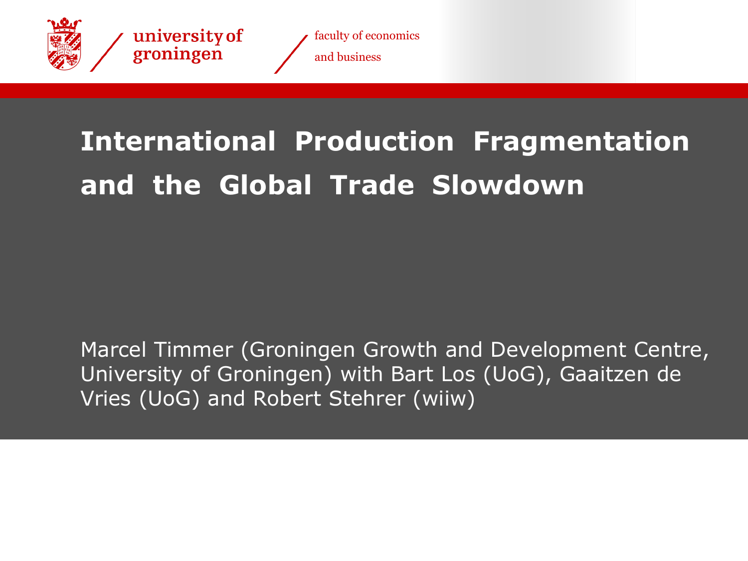university of groningen

faculty of economics and business

# International Production Fragmentation and the Global Trade Slowdown

Marcel Timmer (Groningen Growth and Development Centre, University of Groningen) with Bart Los (UoG), Gaaitzen de Vries (UoG) and Robert Stehrer (wiiw)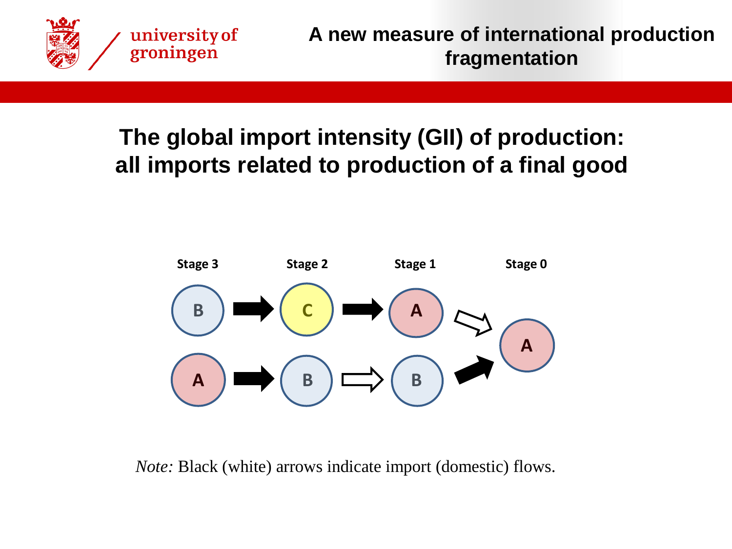## The global import intensity (GII) of production: all imports related to production of a final good

| Stage 3 | Stage 2 | Stage 1 | Stage 0 |
| --- | --- | --- | --- |
| B | C | A | A |
| A | B | B | |

*Note:* Black (white) arrows indicate import (domestic) flows.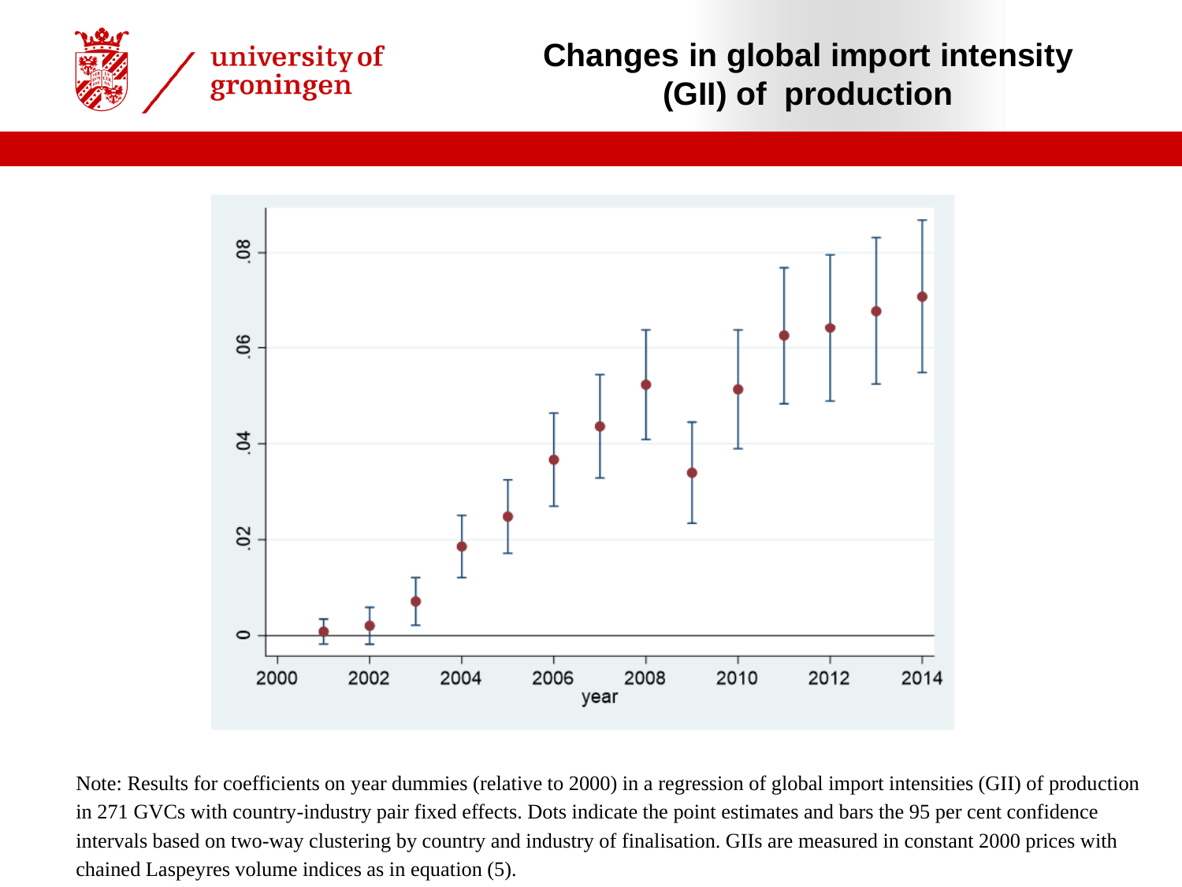# Changes in global import intensity (GII) of production

Note: Results for coefficients on year dummies (relative to 2000) in a regression of global import intensities (GII) of production in 271 GVCs with country-industry pair fixed effects. Dots indicate the point estimates and bars the 95 per cent confidence intervals based on two-way clustering by country and industry of finalisation. GIIs are measured in constant 2000 prices with chained Laspeyres volume indices as in equation (5).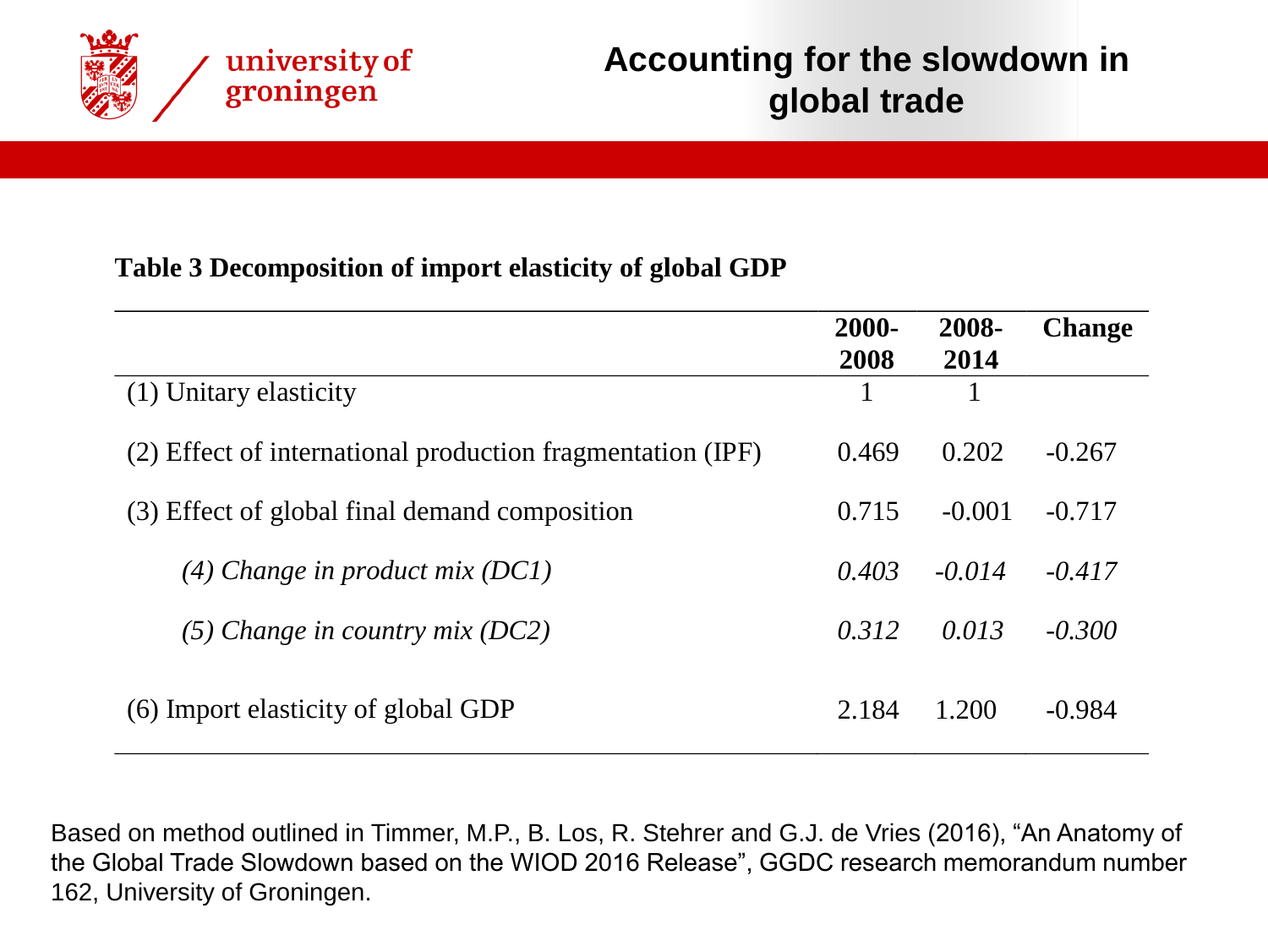# Accounting for the slowdown in global trade

**Table 3 Decomposition of import elasticity of global GDP**

| | 2000-2008 | 2008-2014 | Change |
|---|---|---|---|
| (1) Unitary elasticity | 1 | 1 | |
| (2) Effect of international production fragmentation (IPF) | 0.469 | 0.202 | -0.267 |
| (3) Effect of global final demand composition | 0.715 | -0.001 | -0.717 |
| *(4) Change in product mix (DC1)* | *0.403* | *-0.014* | *-0.417* |
| *(5) Change in country mix (DC2)* | *0.312* | *0.013* | *-0.300* |
| (6) Import elasticity of global GDP | 2.184 | 1.200 | -0.984 |

Based on method outlined in Timmer, M.P., B. Los, R. Stehrer and G.J. de Vries (2016), “An Anatomy of the Global Trade Slowdown based on the WIOD 2016 Release”, GGDC research memorandum number 162, University of Groningen.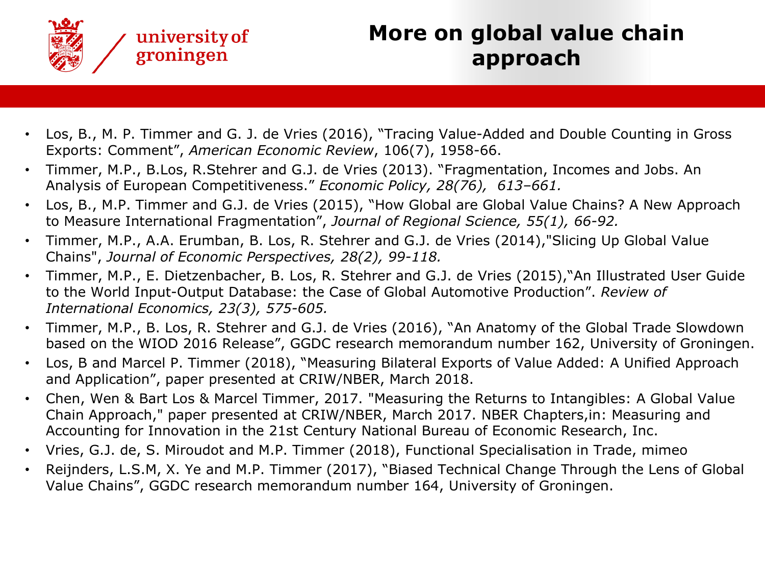# More on global value chain approach

- Los, B., M. P. Timmer and G. J. de Vries (2016), "Tracing Value-Added and Double Counting in Gross Exports: Comment", *American Economic Review*, 106(7), 1958-66.
- Timmer, M.P., B.Los, R.Stehrer and G.J. de Vries (2013). "Fragmentation, Incomes and Jobs. An Analysis of European Competitiveness." *Economic Policy, 28(76), 613–661.*
- Los, B., M.P. Timmer and G.J. de Vries (2015), "How Global are Global Value Chains? A New Approach to Measure International Fragmentation", *Journal of Regional Science, 55(1), 66-92.*
- Timmer, M.P., A.A. Erumban, B. Los, R. Stehrer and G.J. de Vries (2014),"Slicing Up Global Value Chains", *Journal of Economic Perspectives, 28(2), 99-118.*
- Timmer, M.P., E. Dietzenbacher, B. Los, R. Stehrer and G.J. de Vries (2015),"An Illustrated User Guide to the World Input-Output Database: the Case of Global Automotive Production". *Review of International Economics, 23(3), 575-605.*
- Timmer, M.P., B. Los, R. Stehrer and G.J. de Vries (2016), "An Anatomy of the Global Trade Slowdown based on the WIOD 2016 Release", GGDC research memorandum number 162, University of Groningen.
- Los, B and Marcel P. Timmer (2018), "Measuring Bilateral Exports of Value Added: A Unified Approach and Application", paper presented at CRIW/NBER, March 2018.
- Chen, Wen & Bart Los & Marcel Timmer, 2017. "Measuring the Returns to Intangibles: A Global Value Chain Approach," paper presented at CRIW/NBER, March 2017. NBER Chapters,in: Measuring and Accounting for Innovation in the 21st Century National Bureau of Economic Research, Inc.
- Vries, G.J. de, S. Miroudot and M.P. Timmer (2018), Functional Specialisation in Trade, mimeo
- Reijnders, L.S.M, X. Ye and M.P. Timmer (2017), "Biased Technical Change Through the Lens of Global Value Chains", GGDC research memorandum number 164, University of Groningen.